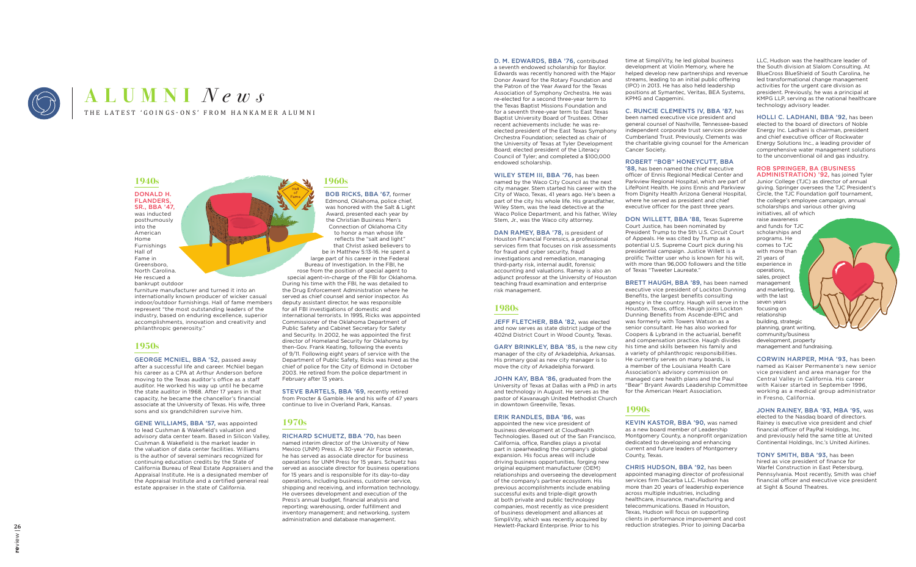# ALUMNI *News*

THE LATEST 'GOINGS-ONS' FROM HANKAMER ALUMNI

## 1940s

**DONALD H. FLANDERS, SR., BBA '47,** was inducted posthumously into the American Home Furnishings Hall of Fame in Greensboro, North Carolina. He rescued a bankrupt outdoor furniture manufacturer and turned it into an internationally known producer of wicker casual indoor/outdoor furnishings. Hall of fame members represent "the most outstanding leaders of the industry, based on enduring excellence, superior accomplishments, innovation and creativity and philanthropic generosity."

## 1950s

**GEORGE MCNIEL, BBA '52,** passed away after a successful life and career. McNiel began his career as a CPA at Arthur Anderson before moving to the Texas auditor's office as a staff auditor. He worked his way up until he became the state auditor in 1968. After 17 years in that capacity, he became the chancellor's financial associate at the University of Texas. His wife, three sons and six grandchildren survive him.

**GENE WILLIAMS, BBA '57,** was appointed to lead Cushman & Wakefield's valuation and advisory data center team. Based in Silicon Valley, Cushman & Wakefield is the market leader in the valuation of data center facilities. Williams is the author of several seminars recognized for continuing education credits by the State of California Bureau of Real Estate Appraisers and the Appraisal Institute. He is a designated member of the Appraisal Institute and a certified general real estate appraiser in the state of California.

## 1960s

**BOB RICKS, BBA '67,** former Edmond, Oklahoma, police chief, was honored with the Salt & Light Award, presented each year by the Christian Business Men's Connection of Oklahoma City to honor a man whose life reflects the "salt and light" that Christ asked believers to be in Matthew 5:13-16. He spent a large part of his career in the Federal Bureau of Investigation. In the FBI, he rose from the position of special agent to special agent-in-charge of the FBI for Oklahoma. During his time with the FBI, he was detailed to the Drug Enforcement Administration where he served as chief counsel and senior inspector. As deputy assistant director, he was responsible for all FBI investigations of domestic and international terrorists. In 1995, Ricks was appointed Commissioner of the Oklahoma Department of Public Safety and Cabinet Secretary for Safety and Security. In 2002, he was appointed the first director of Homeland Security for Oklahoma by then-Gov. Frank Keating, following the events of 9/11. Following eight years of service with the Department of Public Safety, Ricks was hired as the chief of police for the City of Edmond in October 2003. He retired from the police department in February after 13 years.

**STEVE BARTELS, BBA '69,** recently retired from Procter & Gamble. He and his wife of 47 years continue to live in Overland Park, Kansas.

## 1970s

**RICHARD SCHUETZ, BBA '70,** has been named interim director of the University of New Mexico (UNM) Press. A 30-year Air Force veteran, he has served as associate director for business operations for UNM Press for 15 years. Schuetz has served as associate director for business operations for 15 years and is responsible for its day-to-day operations, including business, customer service, shipping and receiving, and information technology. He oversees development and execution of the Press's annual budget, financial analysis and reporting; warehousing, order fulfillment and inventory management; and networking, system administration and database management.

**D. M. EDWARDS, BBA '76,** contributed a seventh endowed scholarship for Baylor. Edwards was recently honored with the Major Donor Award for the Rotary Foundation and the Patron of the Year Award for the Texas Association of Symphony Orchestra. He was re-elected for a second three-year term to the Texas Baptist Missions Foundation and for a seventh three-year term to East Texas Baptist University Board of Trustees. Other recent achievements include: he was re-elected president of the East Texas Symphony Orchestra Foundation; selected as chair of the University of Texas at Tyler Development Board; elected president of the Literacy Council of Tyler; and completed a $100,000 endowed scholarship.

**WILEY STEM III, BBA '76,** has been named by the Waco City Council as the next city manager. Stem started his career with the City of Waco, Texas, 41 years ago. He's been a part of the city his whole life. His grandfather, Wiley Stem, was the lead detective at the Waco Police Department, and his father, Wiley Stem, Jr., was the city attorney.

**DAN RAMEY, BBA '78,** is president of Houston Financial Forensics, a professional services firm that focuses on risk assessments for fraud and cyber security, fraud investigations and remediation, managing third-party risk, internal audit, forensic accounting and valuations. Ramey is also an adjunct professor at the University of Houston teaching fraud examination and enterprise risk management.

## 1980s

**JEFF FLETCHER, BBA '82,** was elected and now serves as state district judge of the 402nd District Court in Wood County, Texas.

**GARY BRINKLEY, BBA '85,** is the new city manager of the city of Arkadelphia, Arkansas. His primary goal as new city manager is to move the city of Arkadelphia forward.

**JOHN KAY, BBA '86,** graduated from the University of Texas at Dallas with a PhD in arts and technology in August. He serves as the pastor of Kavanaugh United Methodist Church in downtown Greenville, Texas.

**ERIK RANDLES, BBA '86,** was appointed the new vice president of business development at Cloudhealth Technologies. Based out of the San Francisco, California, office, Randles plays a pivotal part in spearheading the company's global expansion. His focus areas will include driving business opportunities, forging new original equipment manufacturer (OEM) relationships and overseeing the development of the company's partner ecosystem. His previous accomplishments include enabling successful exits and triple-digit growth at both private and public technology companies, most recently as vice president of business development and alliances at SimpliVity, which was recently acquired by Hewlett-Packard Enterprise. Prior to his time at SimpliVity, he led global business development at Violin Memory, where he helped develop new partnerships and revenue streams, leading to an initial public offering (IPO) in 2013. He has also held leadership positions at Symantec, Veritas, BEA Systems, KPMG and Capgemini.

**C. RUNCIE CLEMENTS IV, BBA '87,** has been named executive vice president and general counsel of Nashville, Tennessee-based independent corporate trust services provider Cumberland Trust. Previously, Clements was the charitable giving counsel for the American Cancer Society.

**ROBERT "BOB" HONEYCUTT, BBA '88,** has been named the chief executive officer of Ennis Regional Medical Center and Parkview Regional Hospital, which are part of LifePoint Health. He joins Ennis and Parkview from Dignity Health Arizona General Hospital, where he served as president and chief executive officer for the past three years.

**DON WILLETT, BBA '88,** Texas Supreme Court Justice, has been nominated by President Trump to the 5th U.S. Circuit Court of Appeals. He was cited by Trump as a potential U.S. Supreme Court pick during his presidential campaign. Justice Willett is a prolific Twitter user who is known for his wit, with more than 96,000 followers and the title of Texas "Tweeter Laureate."

**BRETT HAUGH, BBA '89,** has been named executive vice president of Lockton Dunning Benefits, the largest benefits consulting agency in the country. Haugh will serve in the Houston, Texas, office. Haugh joins Lockton Dunning Benefits from Ascende-EPIC and was formerly with Towers Watson as a senior consultant. He has also worked for Coopers & Lybrand in the actuarial, benefit and compensation practice. Haugh divides his time and skills between his family and a variety of philanthropic responsibilities. He currently serves on many boards, is a member of the Louisiana Health Care Association's advisory commission on managed care health plans and the Paul "Bear" Bryant Awards Leadership Committee for the American Heart Association.

## 1990s

**KEVIN KASTOR, BBA '90,** was named as a new board member of Leadership Montgomery County, a nonprofit organization dedicated to developing and enhancing current and future leaders of Montgomery County, Texas.

**CHRIS HUDSON, BBA '92,** has been appointed managing director of professional services firm Dacarba LLC. Hudson has more than 20 years of leadership experience across multiple industries, including healthcare, insurance, manufacturing and telecommunications. Based in Houston, Texas, Hudson will focus on supporting clients in performance improvement and cost reduction strategies. Prior to joining Dacarba LLC, Hudson was the healthcare leader of the South division at Slalom Consulting. At BlueCross BlueShield of South Carolina, he led transformational change management activities for the urgent care division as president. Previously, he was a principal at KMPG LLP, serving as the national healthcare technology advisory leader.

**HOLLI C. LADHANI, BBA '92,** has been elected to the board of directors of Noble Energy Inc. Ladhani is chairman, president and chief executive officer of Rockwater Energy Solutions Inc., a leading provider of comprehensive water management solutions to the unconventional oil and gas industry.

**ROB SPRINGER, BA (BUSINESS ADMINISTRATION) '92,** has joined Tyler Junior College (TJC) as director of annual giving. Springer oversees the TJC President's Circle, the TJC Foundation golf tournament, the college's employee campaign, annual scholarships and various other giving initiatives, all of which raise awareness and funds for TJC scholarships and programs. He comes to TJC with more than 21 years of experience in operations, sales, project management and marketing, with the last seven years focusing on relationship building, strategic planning, grant writing, community/business development, property management and fundraising.

**CORWIN HARPER, MHA '93,** has been named as Kaiser Permanente's new senior vice president and area manager for the Central Valley in California. His career with Kaiser started in September 1996, working as a medical group administrator in Fresno, California.

**JOHN RAINEY, BBA '93, MBA '95,** was elected to the Nasdaq board of directors. Rainey is executive vice president and chief financial officer of PayPal Holdings, Inc. and previously held the same title at United Continental Holdings, Inc.'s United Airlines.

**TONY SMITH, BBA '93,** has been hired as vice president of finance for Warfel Construction in East Petersburg, Pennsylvania. Most recently, Smith was chief financial officer and executive vice president at Sight & Sound Theatres.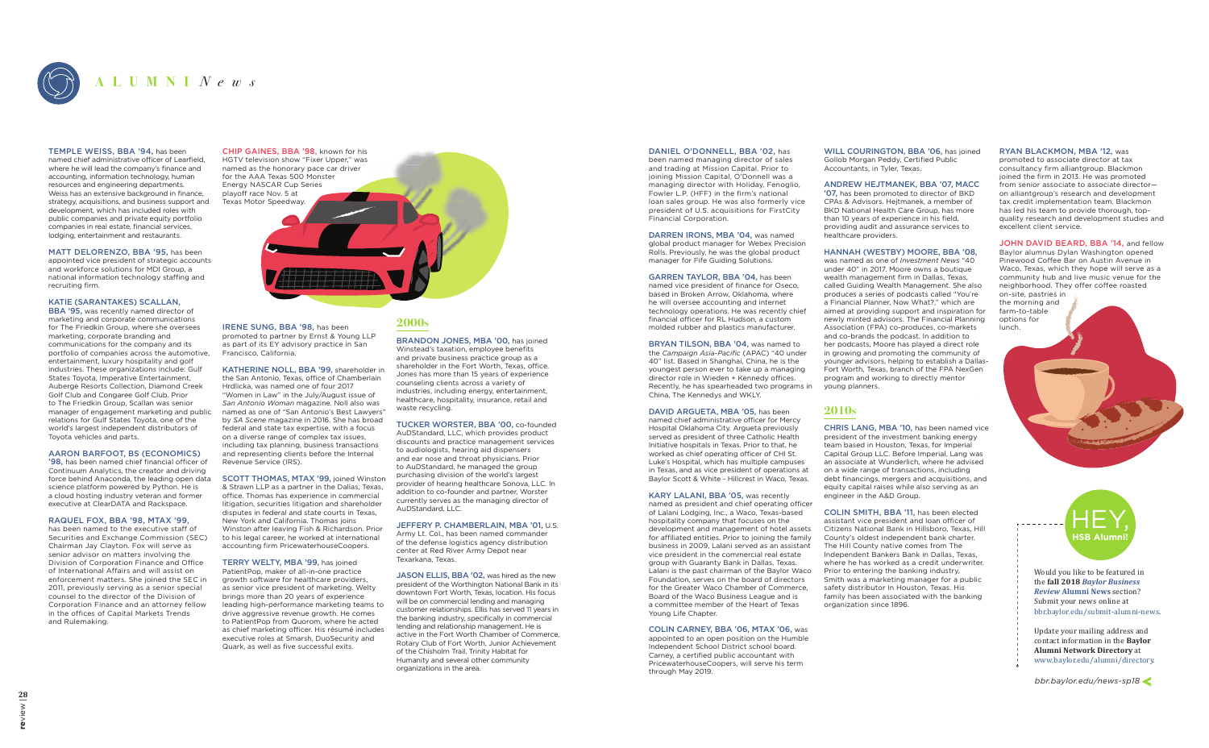# ALUMNI *News*

**TEMPLE WEISS, BBA '94,** has been named chief administrative officer of Learfield, where he will lead the company's finance and accounting, information technology, human resources and engineering departments. Weiss has an extensive background in finance, strategy, acquisitions, and business support and development, which has included roles with public companies and private equity portfolio companies in real estate, financial services, lodging, entertainment and restaurants.

**MATT DELORENZO, BBA '95,** has been appointed vice president of strategic accounts and workforce solutions for MDI Group, a national information technology staffing and recruiting firm.

**KATIE (SARANTAKES) SCALLAN, BBA '95,** was recently named director of marketing and corporate communications for The Friedkin Group, where she oversees marketing, corporate branding and communications for the company and its portfolio of companies across the automotive, entertainment, luxury hospitality and golf industries. These organizations include: Gulf States Toyota, Imperative Entertainment, Auberge Resorts Collection, Diamond Creek Golf Club and Congaree Golf Club. Prior to The Friedkin Group, Scallan was senior manager of engagement marketing and public relations for Gulf States Toyota, one of the world's largest independent distributors of Toyota vehicles and parts.

**AARON BARFOOT, BS (ECONOMICS) '98,** has been named chief financial officer of Continuum Analytics, the creator and driving force behind Anaconda, the leading open data science platform powered by Python. He is a cloud hosting industry veteran and former executive at ClearDATA and Rackspace.

**RAQUEL FOX, BBA '98, MTAX '99,** has been named to the executive staff of Securities and Exchange Commission (SEC) Chairman Jay Clayton. Fox will serve as senior advisor on matters involving the Division of International Affairs and will assist on enforcement matters. She joined the SEC in 2011, previously serving as a senior special counsel to the director of the Division of Corporation Finance and an attorney fellow in the offices of Capital Markets Trends and Rulemaking.

**CHIP GAINES, BBA '98,** known for his HGTV television show "Fixer Upper," was named as the honorary pace car driver for the AAA Texas 500 Monster Energy NASCAR Cup Series playoff race Nov. 5 at Texas Motor Speedway.

**IRENE SUNG, BBA '98,** has been promoted to partner by Ernst & Young LLP as part of its EY advisory practice in San Francisco, California.

**KATHERINE NOLL, BBA '99,** shareholder in the San Antonio, Texas, office of Chamberlain Hrdlicka, was named one of four 2017 "Women in Law" in the July/August issue of *San Antonio Woman* magazine. Noll also was named as one of "San Antonio's Best Lawyers" by *SA Scene* magazine in 2016. She has broad federal and state tax expertise, with a focus on a diverse range of complex tax issues, including tax planning, business transactions and representing clients before the Internal Revenue Service (IRS).

**SCOTT THOMAS, MTAX '99,** joined Winston & Strawn LLP as a partner in the Dallas, Texas, office. Thomas has experience in commercial litigation, securities litigation and shareholder disputes in federal and state courts in Texas, New York and California. Thomas joins Winston after leaving Fish & Richardson. Prior to his legal career, he worked at international accounting firm PricewaterhouseCoopers.

**TERRY WELTY, MBA '99,** has joined PatientPop, maker of all-in-one practice growth software for healthcare providers, as senior vice president of marketing. Welty brings more than 20 years of experience leading high-performance marketing teams to drive aggressive revenue growth. He comes to PatientPop from Quorom, where he acted as chief marketing officer. His résumé includes executive roles at Smarsh, DuoSecurity and Quark, as well as five successful exits.

## 2000s

**BRANDON JONES, MBA '00,** has joined Winstead's taxation, employee benefits and private business practice group as a shareholder in the Fort Worth, Texas, office. Jones has more than 15 years of experience counseling clients across a variety of industries, including energy, entertainment, healthcare, hospitality, insurance, retail and waste recycling.

**TUCKER WORSTER, BBA '00,** co-founded AuDStandard, LLC, which provides product discounts and practice management services to audiologists, hearing aid dispensers and ear nose and throat physicians. Prior to AuDStandard, he managed the group purchasing division of the world's largest provider of hearing healthcare Sonova, LLC. In addition to co-founder and partner, Worster currently serves as the managing director of AuDStandard, LLC.

**JEFFERY P. CHAMBERLAIN, MBA '01,** U.S. Army Lt. Col., has been named commander of the defense logistics agency distribution center at Red River Army Depot near Texarkana, Texas.

**JASON ELLIS, BBA '02,** was hired as the new president of the Worthington National Bank in its downtown Fort Worth, Texas, location. His focus will be on commercial lending and managing customer relationships. Ellis has served 11 years in the banking industry, specifically in commercial lending and relationship management. He is active in the Fort Worth Chamber of Commerce, Rotary Club of Fort Worth, Junior Achievement of the Chisholm Trail, Trinity Habitat for Humanity and several other community organizations in the area.

**DANIEL O'DONNELL, BBA '02,** has been named managing director of sales and trading at Mission Capital. Prior to joining Mission Capital, O'Donnell was a managing director with Holiday, Fenoglio, Fowler L.P. (HFF) in the firm's national loan sales group. He was also formerly vice president of U.S. acquisitions for FirstCity Financial Corporation.

**DARREN IRONS, MBA '04,** was named global product manager for Webex Precision Rolls. Previously, he was the global product manager for Fife Guiding Solutions.

**GARREN TAYLOR, BBA '04,** has been named vice president of finance for Oseco, based in Broken Arrow, Oklahoma, where he will oversee accounting and internet technology operations. He was recently chief financial officer for RL Hudson, a custom molded rubber and plastics manufacturer.

**BRYAN TILSON, BBA '04,** was named to the *Campaign Asia-Pacific* (APAC) "40 under 40" list. Based in Shanghai, China, he is the youngest person ever to take up a managing director role in Wieden + Kennedy offices. Recently, he has spearheaded two programs in China, The Kennedys and WKLY.

**DAVID ARGUETA, MBA '05,** has been named chief administrative officer for Mercy Hospital Oklahoma City. Argueta previously served as president of three Catholic Health Initiative hospitals in Texas. Prior to that, he worked as chief operating officer of CHI St. Luke's Hospital, which has multiple campuses in Texas, and as vice president of operations at Baylor Scott & White - Hillcrest in Waco, Texas.

**KARY LALANI, BBA '05,** was recently named as president and chief operating officer of Lalani Lodging, Inc., a Waco, Texas-based hospitality company that focuses on the development and management of hotel assets for affiliated entities. Prior to joining the family business in 2009, Lalani served as an assistant vice president in the commercial real estate group with Guaranty Bank in Dallas, Texas. Lalani is the past chairman of the Baylor Waco Foundation, serves on the board of directors for the Greater Waco Chamber of Commerce, Board of the Waco Business League and is a committee member of the Heart of Texas Young Life Chapter.

**COLIN CARNEY, BBA '06, MTAX '06,** was appointed to an open position on the Humble Independent School District school board. Carney, a certified public accountant with PricewaterhouseCoopers, will serve his term through May 2019.

**WILL COURINGTON, BBA '06,** has joined Gollob Morgan Peddy, Certified Public Accountants, in Tyler, Texas.

**ANDREW HEJTMANEK, BBA '07, MACC '07,** has been promoted to director of BKD CPAs & Advisors. Hejtmanek, a member of BKD National Health Care Group, has more than 10 years of experience in his field, providing audit and assurance services to healthcare providers.

**HANNAH (WESTBY) MOORE, BBA '08,** was named as one of *Investment News* "40 under 40" in 2017. Moore owns a boutique wealth management firm in Dallas, Texas, called Guiding Wealth Management. She also produces a series of podcasts called "You're a Financial Planner, Now What?," which are aimed at providing support and inspiration for newly minted advisors. The Financial Planning Association (FPA) co-produces, co-markets and co-brands the podcast. In addition to her podcasts, Moore has played a direct role in growing and promoting the community of younger advisors, helping to establish a Dallas-Fort Worth, Texas, branch of the FPA NexGen program and working to directly mentor young planners.

## 2010s

**CHRIS LANG, MBA '10,** has been named vice president of the investment banking energy team based in Houston, Texas, for Imperial Capital Group LLC. Before Imperial, Lang was an associate at Wunderlich, where he advised on a wide range of transactions, including debt financings, mergers and acquisitions, and equity capital raises while also serving as an engineer in the A&D Group.

**COLIN SMITH, BBA '11,** has been elected assistant vice president and loan officer of Citizens National Bank in Hillsboro, Texas, Hill County's oldest independent bank charter. The Hill County native comes from The Independent Bankers Bank in Dallas, Texas, where he has worked as a credit underwriter. Prior to entering the banking industry, Smith was a marketing manager for a public safety distributor in Houston, Texas. His family has been associated with the banking organization since 1896.

**RYAN BLACKMON, MBA '12,** was promoted to associate director at tax consultancy firm alliantgroup. Blackmon joined the firm in 2013. He was promoted from senior associate to associate director—on alliantgroup's research and development tax credit implementation team. Blackmon has led his team to provide thorough, top-quality research and development studies and excellent client service.

**JOHN DAVID BEARD, BBA '14,** and fellow Baylor alumnus Dylan Washington opened Pinewood Coffee Bar on Austin Avenue in Waco, Texas, which they hope will serve as a community hub and live music venue for the neighborhood. They offer coffee roasted on-site, pastries in the morning and farm-to-table options for lunch.

HEY, HSB Alumni!

Would you like to be featured in the **fall 2018** ***Baylor Business Review*** **Alumni News** section? Submit your news online at bbr.baylor.edu/submit-alumni-news.

Update your mailing address and contact information in the **Baylor Alumni Network Directory** at www.baylor.edu/alumni/directory.

*bbr.baylor.edu/news-sp18*